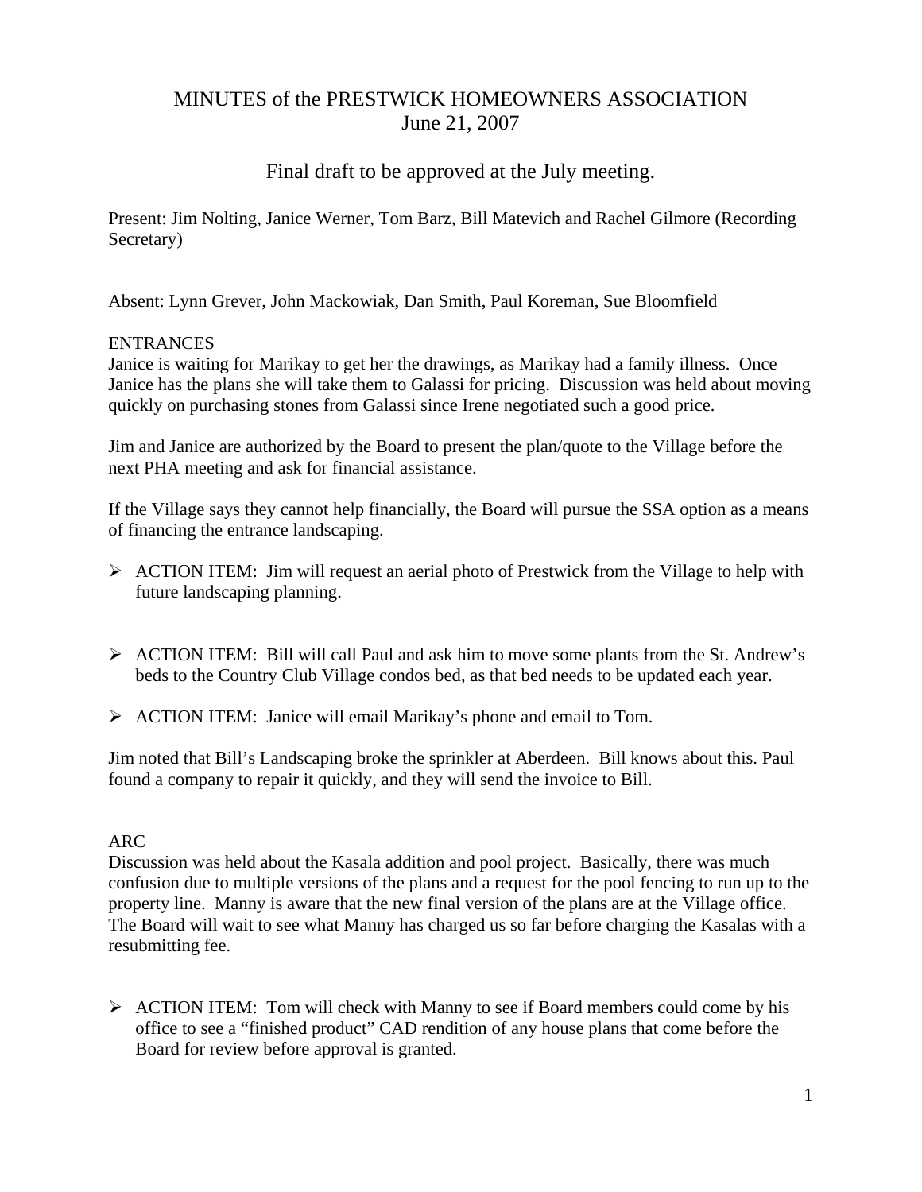# MINUTES of the PRESTWICK HOMEOWNERS ASSOCIATION
June 21, 2007

## Final draft to be approved at the July meeting.

Present: Jim Nolting, Janice Werner, Tom Barz, Bill Matevich and Rachel Gilmore (Recording Secretary)

Absent: Lynn Grever, John Mackowiak, Dan Smith, Paul Koreman, Sue Bloomfield

ENTRANCES

Janice is waiting for Marikay to get her the drawings, as Marikay had a family illness. Once Janice has the plans she will take them to Galassi for pricing. Discussion was held about moving quickly on purchasing stones from Galassi since Irene negotiated such a good price.

Jim and Janice are authorized by the Board to present the plan/quote to the Village before the next PHA meeting and ask for financial assistance.

If the Village says they cannot help financially, the Board will pursue the SSA option as a means of financing the entrance landscaping.

- ACTION ITEM: Jim will request an aerial photo of Prestwick from the Village to help with future landscaping planning.
- ACTION ITEM: Bill will call Paul and ask him to move some plants from the St. Andrew's beds to the Country Club Village condos bed, as that bed needs to be updated each year.
- ACTION ITEM: Janice will email Marikay's phone and email to Tom.

Jim noted that Bill's Landscaping broke the sprinkler at Aberdeen. Bill knows about this. Paul found a company to repair it quickly, and they will send the invoice to Bill.

ARC

Discussion was held about the Kasala addition and pool project. Basically, there was much confusion due to multiple versions of the plans and a request for the pool fencing to run up to the property line. Manny is aware that the new final version of the plans are at the Village office. The Board will wait to see what Manny has charged us so far before charging the Kasalas with a resubmitting fee.

- ACTION ITEM: Tom will check with Manny to see if Board members could come by his office to see a "finished product" CAD rendition of any house plans that come before the Board for review before approval is granted.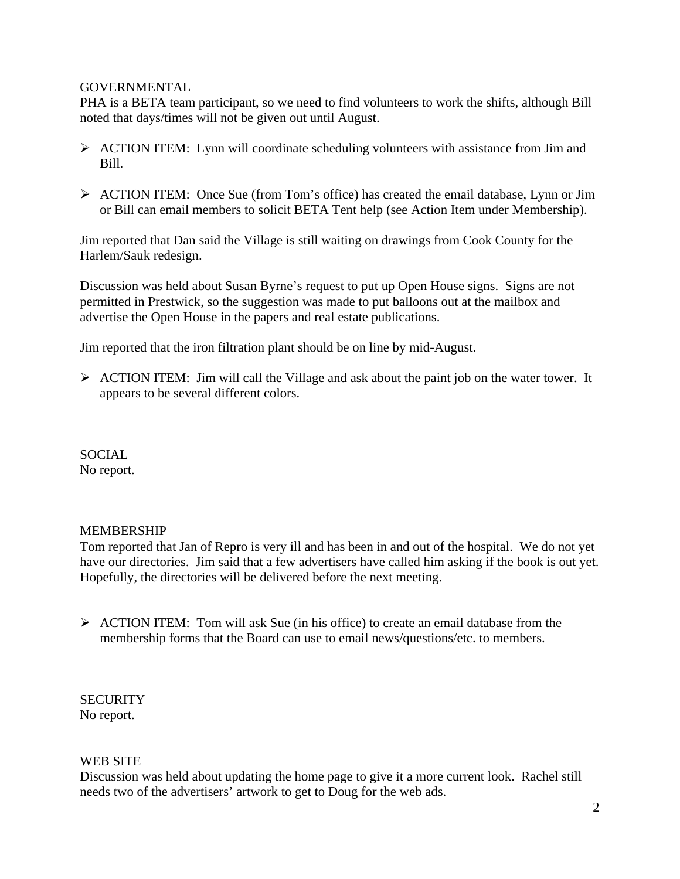GOVERNMENTAL

PHA is a BETA team participant, so we need to find volunteers to work the shifts, although Bill noted that days/times will not be given out until August.

- ACTION ITEM: Lynn will coordinate scheduling volunteers with assistance from Jim and Bill.

- ACTION ITEM: Once Sue (from Tom's office) has created the email database, Lynn or Jim or Bill can email members to solicit BETA Tent help (see Action Item under Membership).

Jim reported that Dan said the Village is still waiting on drawings from Cook County for the Harlem/Sauk redesign.

Discussion was held about Susan Byrne's request to put up Open House signs. Signs are not permitted in Prestwick, so the suggestion was made to put balloons out at the mailbox and advertise the Open House in the papers and real estate publications.

Jim reported that the iron filtration plant should be on line by mid-August.

- ACTION ITEM: Jim will call the Village and ask about the paint job on the water tower. It appears to be several different colors.

SOCIAL

No report.

MEMBERSHIP

Tom reported that Jan of Repro is very ill and has been in and out of the hospital. We do not yet have our directories. Jim said that a few advertisers have called him asking if the book is out yet. Hopefully, the directories will be delivered before the next meeting.

- ACTION ITEM: Tom will ask Sue (in his office) to create an email database from the membership forms that the Board can use to email news/questions/etc. to members.

SECURITY

No report.

WEB SITE

Discussion was held about updating the home page to give it a more current look. Rachel still needs two of the advertisers' artwork to get to Doug for the web ads.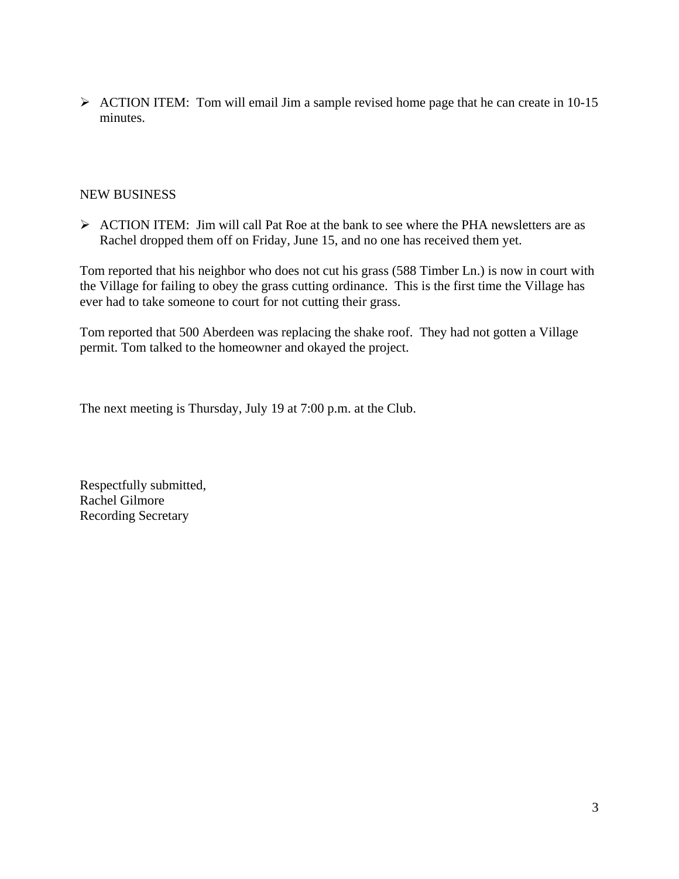- ACTION ITEM: Tom will email Jim a sample revised home page that he can create in 10-15 minutes.

NEW BUSINESS

- ACTION ITEM: Jim will call Pat Roe at the bank to see where the PHA newsletters are as Rachel dropped them off on Friday, June 15, and no one has received them yet.

Tom reported that his neighbor who does not cut his grass (588 Timber Ln.) is now in court with the Village for failing to obey the grass cutting ordinance. This is the first time the Village has ever had to take someone to court for not cutting their grass.

Tom reported that 500 Aberdeen was replacing the shake roof. They had not gotten a Village permit. Tom talked to the homeowner and okayed the project.

The next meeting is Thursday, July 19 at 7:00 p.m. at the Club.

Respectfully submitted,
Rachel Gilmore
Recording Secretary